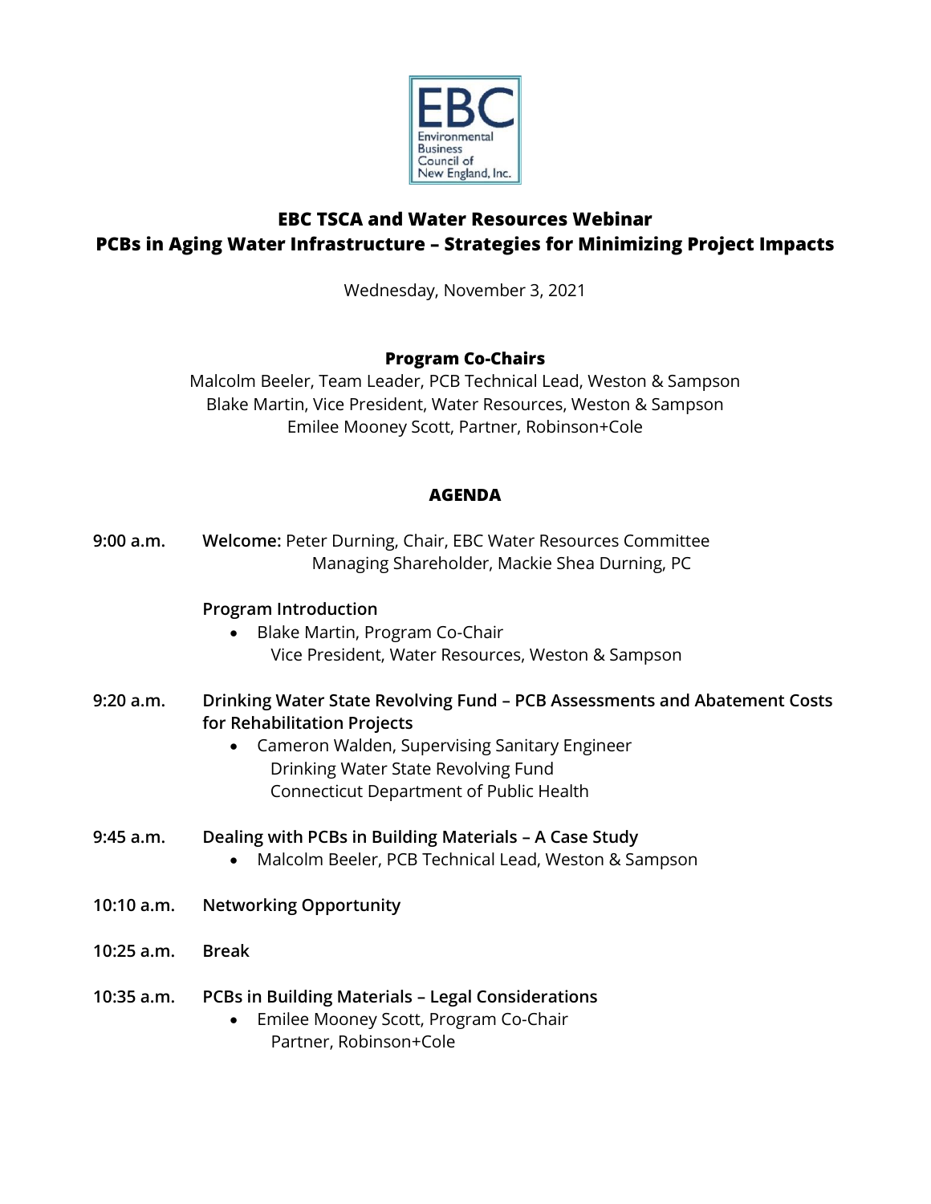# EBC TSCA and Water Resources Webinar
# PCBs in Aging Water Infrastructure – Strategies for Minimizing Project Impacts

Wednesday, November 3, 2021

**Program Co-Chairs**

Malcolm Beeler, Team Leader, PCB Technical Lead, Weston & Sampson
Blake Martin, Vice President, Water Resources, Weston & Sampson
Emilee Mooney Scott, Partner, Robinson+Cole

## AGENDA

**9:00 a.m.** **Welcome:** Peter Durning, Chair, EBC Water Resources Committee
Managing Shareholder, Mackie Shea Durning, PC

**Program Introduction**

- Blake Martin, Program Co-Chair
  Vice President, Water Resources, Weston & Sampson

**9:20 a.m.** **Drinking Water State Revolving Fund – PCB Assessments and Abatement Costs for Rehabilitation Projects**

- Cameron Walden, Supervising Sanitary Engineer
  Drinking Water State Revolving Fund
  Connecticut Department of Public Health

**9:45 a.m.** **Dealing with PCBs in Building Materials – A Case Study**

- Malcolm Beeler, PCB Technical Lead, Weston & Sampson

**10:10 a.m.** **Networking Opportunity**

**10:25 a.m.** **Break**

**10:35 a.m.** **PCBs in Building Materials – Legal Considerations**

- Emilee Mooney Scott, Program Co-Chair
  Partner, Robinson+Cole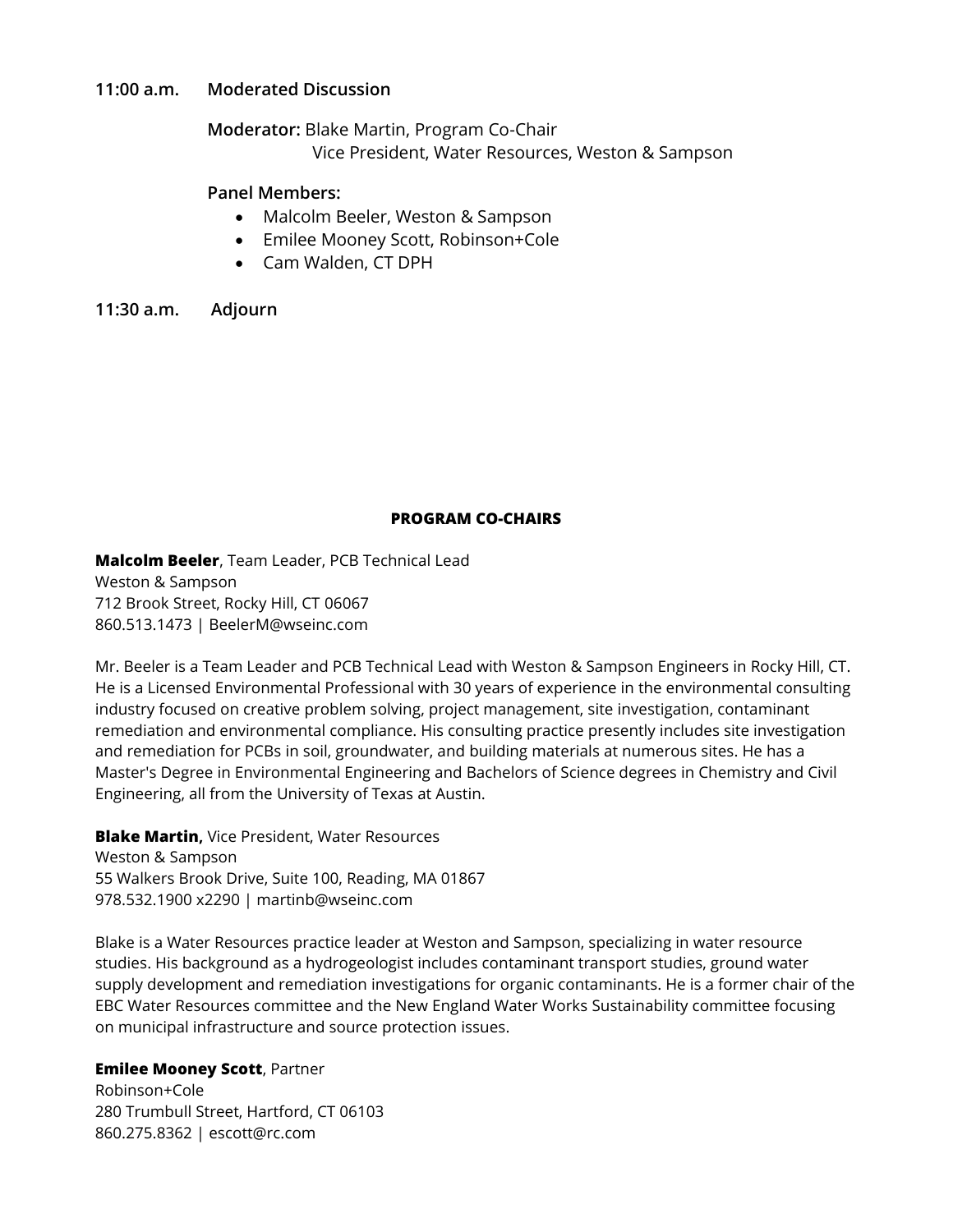**11:00 a.m. Moderated Discussion**

**Moderator:** Blake Martin, Program Co-Chair
Vice President, Water Resources, Weston & Sampson

**Panel Members:**

- Malcolm Beeler, Weston & Sampson
- Emilee Mooney Scott, Robinson+Cole
- Cam Walden, CT DPH

**11:30 a.m. Adjourn**

## PROGRAM CO-CHAIRS

**Malcolm Beeler**, Team Leader, PCB Technical Lead
Weston & Sampson
712 Brook Street, Rocky Hill, CT 06067
860.513.1473 | BeelerM@wseinc.com

Mr. Beeler is a Team Leader and PCB Technical Lead with Weston & Sampson Engineers in Rocky Hill, CT. He is a Licensed Environmental Professional with 30 years of experience in the environmental consulting industry focused on creative problem solving, project management, site investigation, contaminant remediation and environmental compliance. His consulting practice presently includes site investigation and remediation for PCBs in soil, groundwater, and building materials at numerous sites. He has a Master's Degree in Environmental Engineering and Bachelors of Science degrees in Chemistry and Civil Engineering, all from the University of Texas at Austin.

**Blake Martin,** Vice President, Water Resources
Weston & Sampson
55 Walkers Brook Drive, Suite 100, Reading, MA 01867
978.532.1900 x2290 | martinb@wseinc.com

Blake is a Water Resources practice leader at Weston and Sampson, specializing in water resource studies. His background as a hydrogeologist includes contaminant transport studies, ground water supply development and remediation investigations for organic contaminants. He is a former chair of the EBC Water Resources committee and the New England Water Works Sustainability committee focusing on municipal infrastructure and source protection issues.

**Emilee Mooney Scott**, Partner
Robinson+Cole
280 Trumbull Street, Hartford, CT 06103
860.275.8362 | escott@rc.com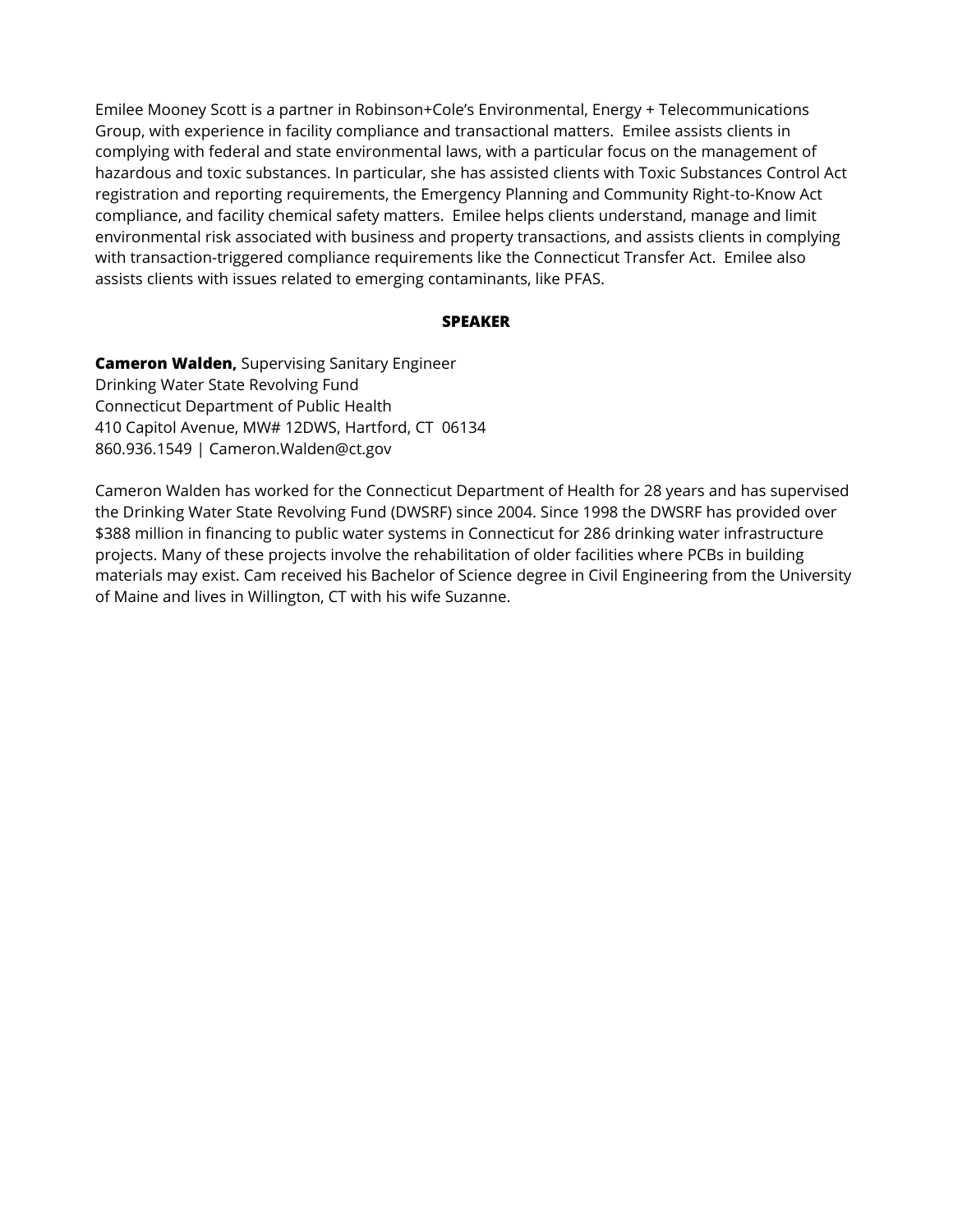Emilee Mooney Scott is a partner in Robinson+Cole's Environmental, Energy + Telecommunications Group, with experience in facility compliance and transactional matters. Emilee assists clients in complying with federal and state environmental laws, with a particular focus on the management of hazardous and toxic substances. In particular, she has assisted clients with Toxic Substances Control Act registration and reporting requirements, the Emergency Planning and Community Right-to-Know Act compliance, and facility chemical safety matters. Emilee helps clients understand, manage and limit environmental risk associated with business and property transactions, and assists clients in complying with transaction-triggered compliance requirements like the Connecticut Transfer Act. Emilee also assists clients with issues related to emerging contaminants, like PFAS.

**SPEAKER**

**Cameron Walden,** Supervising Sanitary Engineer
Drinking Water State Revolving Fund
Connecticut Department of Public Health
410 Capitol Avenue, MW# 12DWS, Hartford, CT 06134
860.936.1549 | Cameron.Walden@ct.gov

Cameron Walden has worked for the Connecticut Department of Health for 28 years and has supervised the Drinking Water State Revolving Fund (DWSRF) since 2004. Since 1998 the DWSRF has provided over $388 million in financing to public water systems in Connecticut for 286 drinking water infrastructure projects. Many of these projects involve the rehabilitation of older facilities where PCBs in building materials may exist. Cam received his Bachelor of Science degree in Civil Engineering from the University of Maine and lives in Willington, CT with his wife Suzanne.